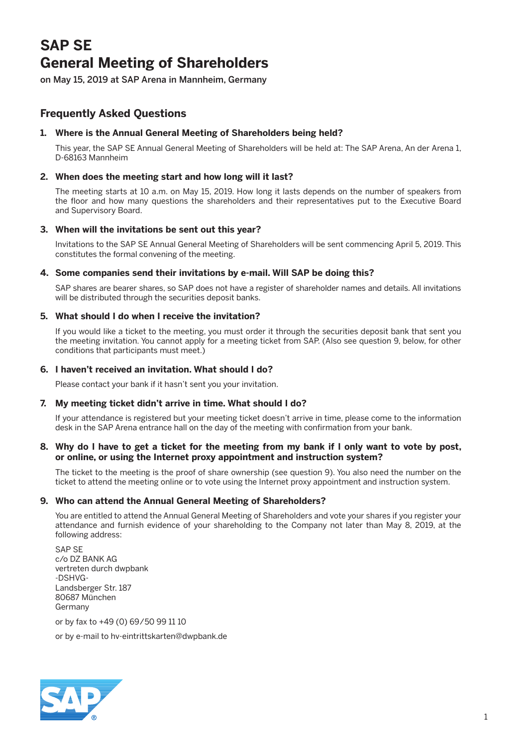# SAP SE
# General Meeting of Shareholders

**on May 15, 2019 at SAP Arena in Mannheim, Germany**

## Frequently Asked Questions

### 1. Where is the Annual General Meeting of Shareholders being held?

This year, the SAP SE Annual General Meeting of Shareholders will be held at: The SAP Arena, An der Arena 1, D-68163 Mannheim

### 2. When does the meeting start and how long will it last?

The meeting starts at 10 a.m. on May 15, 2019. How long it lasts depends on the number of speakers from the floor and how many questions the shareholders and their representatives put to the Executive Board and Supervisory Board.

### 3. When will the invitations be sent out this year?

Invitations to the SAP SE Annual General Meeting of Shareholders will be sent commencing April 5, 2019. This constitutes the formal convening of the meeting.

### 4. Some companies send their invitations by e-mail. Will SAP be doing this?

SAP shares are bearer shares, so SAP does not have a register of shareholder names and details. All invitations will be distributed through the securities deposit banks.

### 5. What should I do when I receive the invitation?

If you would like a ticket to the meeting, you must order it through the securities deposit bank that sent you the meeting invitation. You cannot apply for a meeting ticket from SAP. (Also see question 9, below, for other conditions that participants must meet.)

### 6. I haven't received an invitation. What should I do?

Please contact your bank if it hasn't sent you your invitation.

### 7. My meeting ticket didn't arrive in time. What should I do?

If your attendance is registered but your meeting ticket doesn't arrive in time, please come to the information desk in the SAP Arena entrance hall on the day of the meeting with confirmation from your bank.

### 8. Why do I have to get a ticket for the meeting from my bank if I only want to vote by post, or online, or using the Internet proxy appointment and instruction system?

The ticket to the meeting is the proof of share ownership (see question 9). You also need the number on the ticket to attend the meeting online or to vote using the Internet proxy appointment and instruction system.

### 9. Who can attend the Annual General Meeting of Shareholders?

You are entitled to attend the Annual General Meeting of Shareholders and vote your shares if you register your attendance and furnish evidence of your shareholding to the Company not later than May 8, 2019, at the following address:

SAP SE  
c/o DZ BANK AG  
vertreten durch dwpbank  
-DSHVG-  
Landsberger Str. 187  
80687 München  
Germany

or by fax to +49 (0) 69/50 99 11 10

or by e-mail to hv-eintrittskarten@dwpbank.de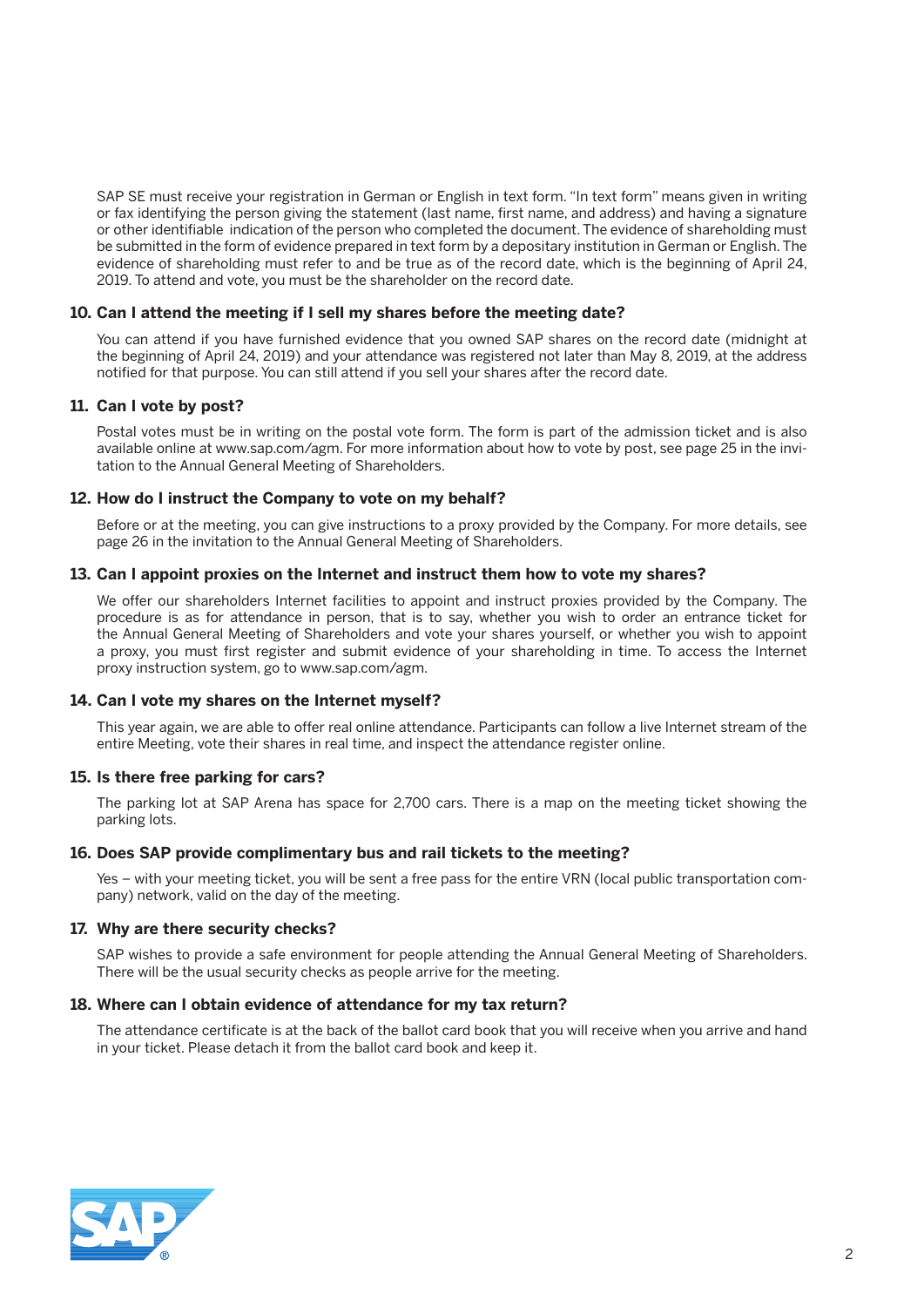SAP SE must receive your registration in German or English in text form. "In text form" means given in writing or fax identifying the person giving the statement (last name, first name, and address) and having a signature or other identifiable indication of the person who completed the document. The evidence of shareholding must be submitted in the form of evidence prepared in text form by a depositary institution in German or English. The evidence of shareholding must refer to and be true as of the record date, which is the beginning of April 24, 2019. To attend and vote, you must be the shareholder on the record date.

### 10. Can I attend the meeting if I sell my shares before the meeting date?

You can attend if you have furnished evidence that you owned SAP shares on the record date (midnight at the beginning of April 24, 2019) and your attendance was registered not later than May 8, 2019, at the address notified for that purpose. You can still attend if you sell your shares after the record date.

### 11. Can I vote by post?

Postal votes must be in writing on the postal vote form. The form is part of the admission ticket and is also available online at www.sap.com/agm. For more information about how to vote by post, see page 25 in the invitation to the Annual General Meeting of Shareholders.

### 12. How do I instruct the Company to vote on my behalf?

Before or at the meeting, you can give instructions to a proxy provided by the Company. For more details, see page 26 in the invitation to the Annual General Meeting of Shareholders.

### 13. Can I appoint proxies on the Internet and instruct them how to vote my shares?

We offer our shareholders Internet facilities to appoint and instruct proxies provided by the Company. The procedure is as for attendance in person, that is to say, whether you wish to order an entrance ticket for the Annual General Meeting of Shareholders and vote your shares yourself, or whether you wish to appoint a proxy, you must first register and submit evidence of your shareholding in time. To access the Internet proxy instruction system, go to www.sap.com/agm.

### 14. Can I vote my shares on the Internet myself?

This year again, we are able to offer real online attendance. Participants can follow a live Internet stream of the entire Meeting, vote their shares in real time, and inspect the attendance register online.

### 15. Is there free parking for cars?

The parking lot at SAP Arena has space for 2,700 cars. There is a map on the meeting ticket showing the parking lots.

### 16. Does SAP provide complimentary bus and rail tickets to the meeting?

Yes – with your meeting ticket, you will be sent a free pass for the entire VRN (local public transportation company) network, valid on the day of the meeting.

### 17. Why are there security checks?

SAP wishes to provide a safe environment for people attending the Annual General Meeting of Shareholders. There will be the usual security checks as people arrive for the meeting.

### 18. Where can I obtain evidence of attendance for my tax return?

The attendance certificate is at the back of the ballot card book that you will receive when you arrive and hand in your ticket. Please detach it from the ballot card book and keep it.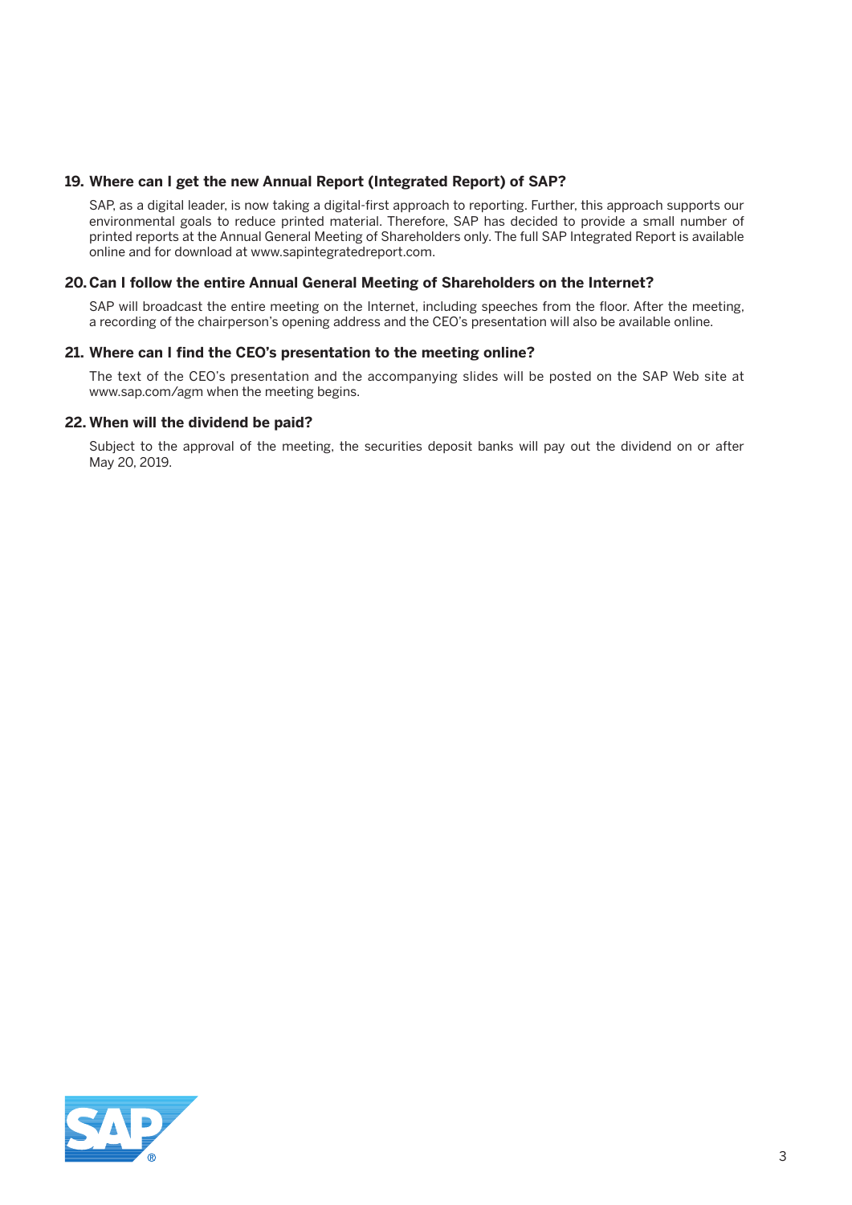### 19. Where can I get the new Annual Report (Integrated Report) of SAP?

SAP, as a digital leader, is now taking a digital-first approach to reporting. Further, this approach supports our environmental goals to reduce printed material. Therefore, SAP has decided to provide a small number of printed reports at the Annual General Meeting of Shareholders only. The full SAP Integrated Report is available online and for download at www.sapintegratedreport.com.

### 20. Can I follow the entire Annual General Meeting of Shareholders on the Internet?

SAP will broadcast the entire meeting on the Internet, including speeches from the floor. After the meeting, a recording of the chairperson's opening address and the CEO's presentation will also be available online.

### 21. Where can I find the CEO's presentation to the meeting online?

The text of the CEO's presentation and the accompanying slides will be posted on the SAP Web site at www.sap.com/agm when the meeting begins.

### 22. When will the dividend be paid?

Subject to the approval of the meeting, the securities deposit banks will pay out the dividend on or after May 20, 2019.